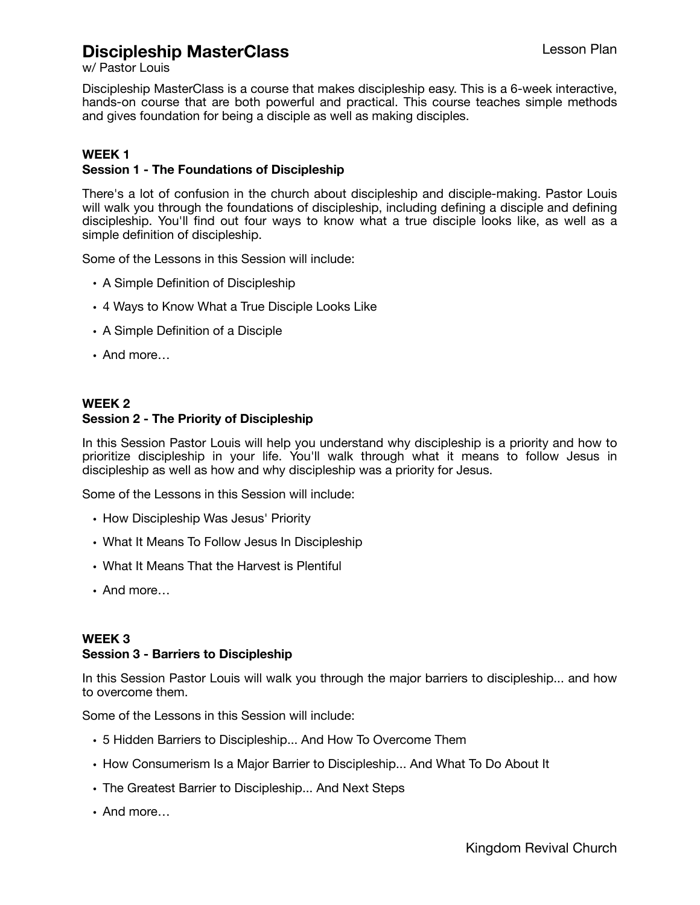# Discipleship MasterClass

Lesson Plan

w/ Pastor Louis

Discipleship MasterClass is a course that makes discipleship easy. This is a 6-week interactive, hands-on course that are both powerful and practical. This course teaches simple methods and gives foundation for being a disciple as well as making disciples.

**WEEK 1**
**Session 1 - The Foundations of Discipleship**

There's a lot of confusion in the church about discipleship and disciple-making. Pastor Louis will walk you through the foundations of discipleship, including defining a disciple and defining discipleship. You'll find out four ways to know what a true disciple looks like, as well as a simple definition of discipleship.

Some of the Lessons in this Session will include:

- A Simple Definition of Discipleship
- 4 Ways to Know What a True Disciple Looks Like
- A Simple Definition of a Disciple
- And more…

**WEEK 2**
**Session 2 - The Priority of Discipleship**

In this Session Pastor Louis will help you understand why discipleship is a priority and how to prioritize discipleship in your life. You'll walk through what it means to follow Jesus in discipleship as well as how and why discipleship was a priority for Jesus.

Some of the Lessons in this Session will include:

- How Discipleship Was Jesus' Priority
- What It Means To Follow Jesus In Discipleship
- What It Means That the Harvest is Plentiful
- And more…

**WEEK 3**
**Session 3 - Barriers to Discipleship**

In this Session Pastor Louis will walk you through the major barriers to discipleship... and how to overcome them.

Some of the Lessons in this Session will include:

- 5 Hidden Barriers to Discipleship... And How To Overcome Them
- How Consumerism Is a Major Barrier to Discipleship... And What To Do About It
- The Greatest Barrier to Discipleship... And Next Steps
- And more…

Kingdom Revival Church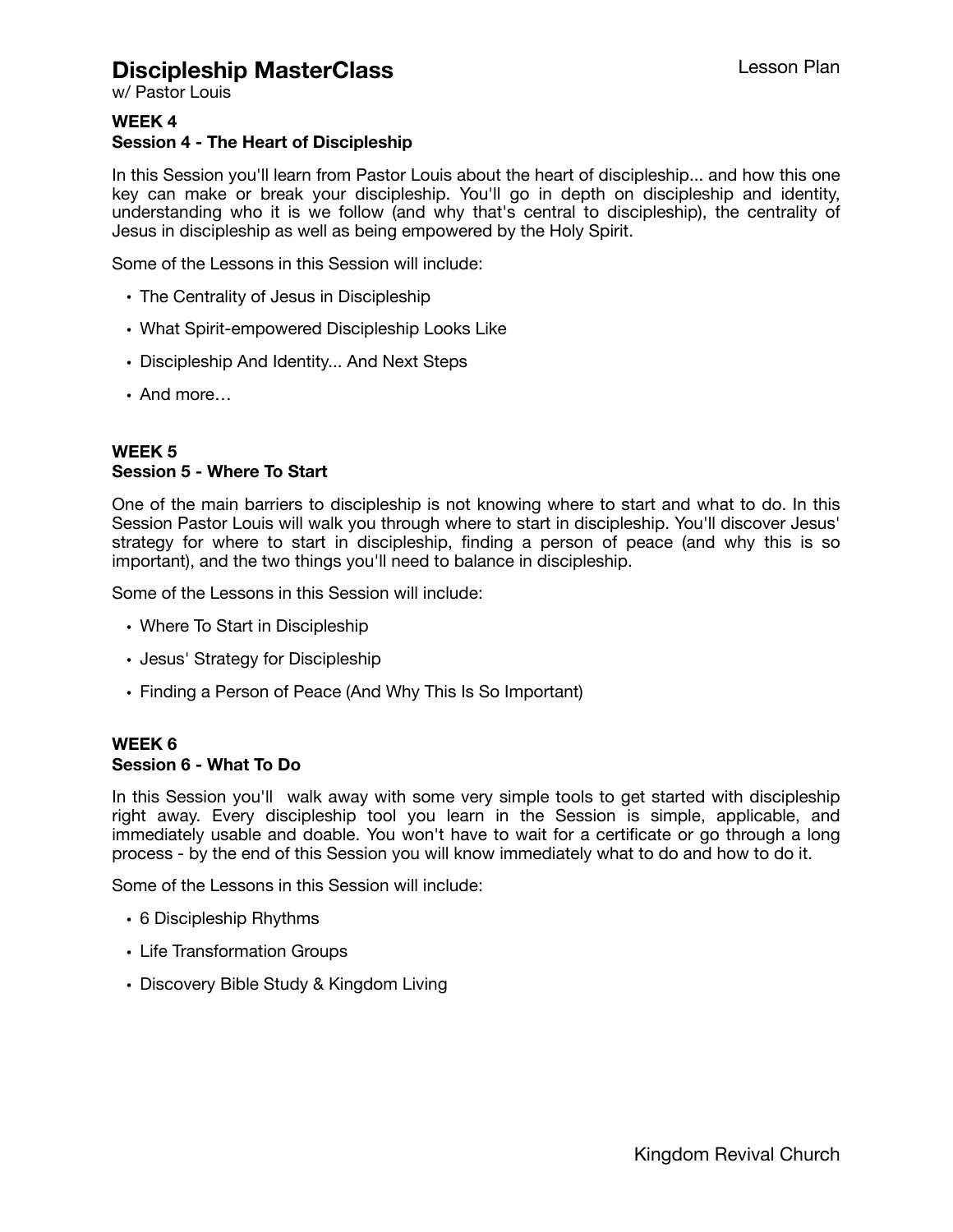**WEEK 4**
**Session 4 - The Heart of Discipleship**

In this Session you'll learn from Pastor Louis about the heart of discipleship... and how this one key can make or break your discipleship. You'll go in depth on discipleship and identity, understanding who it is we follow (and why that's central to discipleship), the centrality of Jesus in discipleship as well as being empowered by the Holy Spirit.

Some of the Lessons in this Session will include:

- The Centrality of Jesus in Discipleship
- What Spirit-empowered Discipleship Looks Like
- Discipleship And Identity... And Next Steps
- And more…

**WEEK 5**
**Session 5 - Where To Start**

One of the main barriers to discipleship is not knowing where to start and what to do. In this Session Pastor Louis will walk you through where to start in discipleship. You'll discover Jesus' strategy for where to start in discipleship, finding a person of peace (and why this is so important), and the two things you'll need to balance in discipleship.

Some of the Lessons in this Session will include:

- Where To Start in Discipleship
- Jesus' Strategy for Discipleship
- Finding a Person of Peace (And Why This Is So Important)

**WEEK 6**
**Session 6 - What To Do**

In this Session you'll walk away with some very simple tools to get started with discipleship right away. Every discipleship tool you learn in the Session is simple, applicable, and immediately usable and doable. You won't have to wait for a certificate or go through a long process - by the end of this Session you will know immediately what to do and how to do it.

Some of the Lessons in this Session will include:

- 6 Discipleship Rhythms
- Life Transformation Groups
- Discovery Bible Study & Kingdom Living